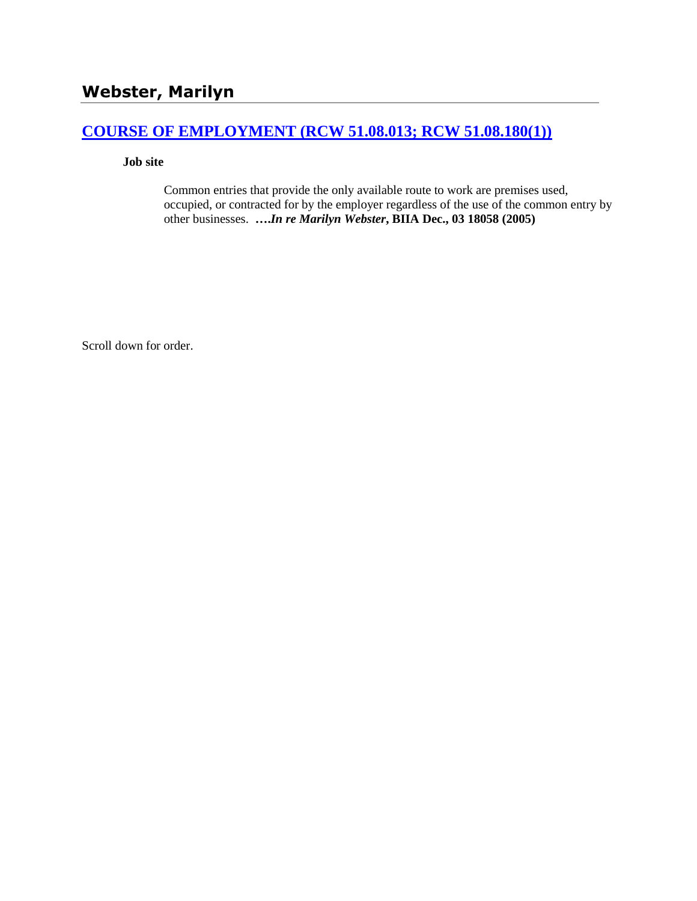# Webster, Marilyn

## [COURSE OF EMPLOYMENT (RCW 51.08.013; RCW 51.08.180(1))](#)

**Job site**

Common entries that provide the only available route to work are premises used, occupied, or contracted for by the employer regardless of the use of the common entry by other businesses. **….*In re Marilyn Webster*, BIIA Dec., 03 18058 (2005)**

Scroll down for order.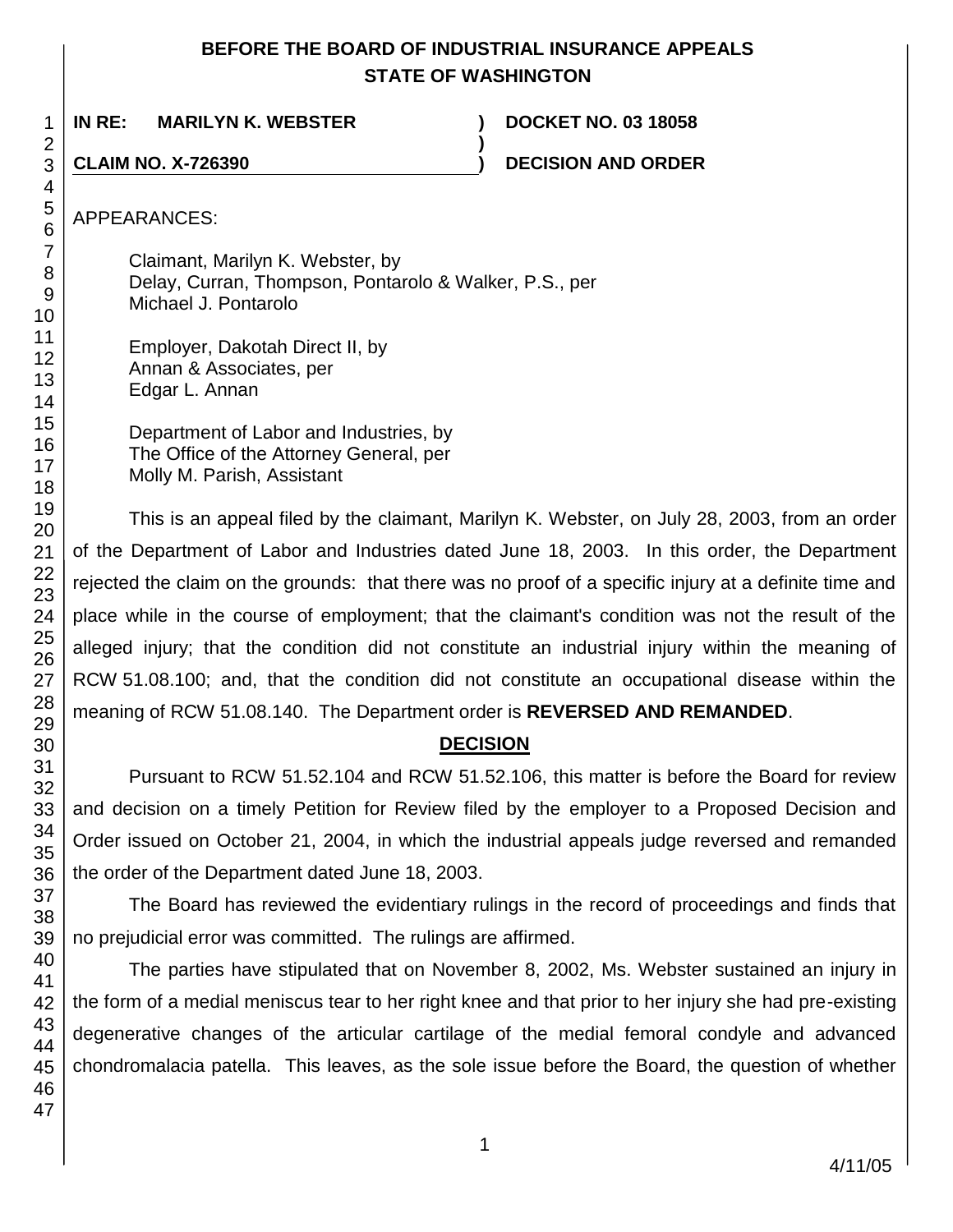**BEFORE THE BOARD OF INDUSTRIAL INSURANCE APPEALS**
**STATE OF WASHINGTON**

| | | |
|---|---|---|
| **IN RE: MARILYN K. WEBSTER** | **)** | **DOCKET NO. 03 18058** |
| | **)** | |
| **CLAIM NO. X-726390** | **)** | **DECISION AND ORDER** |

APPEARANCES:

Claimant, Marilyn K. Webster, by
Delay, Curran, Thompson, Pontarolo & Walker, P.S., per
Michael J. Pontarolo

Employer, Dakotah Direct II, by
Annan & Associates, per
Edgar L. Annan

Department of Labor and Industries, by
The Office of the Attorney General, per
Molly M. Parish, Assistant

This is an appeal filed by the claimant, Marilyn K. Webster, on July 28, 2003, from an order of the Department of Labor and Industries dated June 18, 2003. In this order, the Department rejected the claim on the grounds: that there was no proof of a specific injury at a definite time and place while in the course of employment; that the claimant's condition was not the result of the alleged injury; that the condition did not constitute an industrial injury within the meaning of RCW 51.08.100; and, that the condition did not constitute an occupational disease within the meaning of RCW 51.08.140. The Department order is **REVERSED AND REMANDED**.

## DECISION

Pursuant to RCW 51.52.104 and RCW 51.52.106, this matter is before the Board for review and decision on a timely Petition for Review filed by the employer to a Proposed Decision and Order issued on October 21, 2004, in which the industrial appeals judge reversed and remanded the order of the Department dated June 18, 2003.

The Board has reviewed the evidentiary rulings in the record of proceedings and finds that no prejudicial error was committed. The rulings are affirmed.

The parties have stipulated that on November 8, 2002, Ms. Webster sustained an injury in the form of a medial meniscus tear to her right knee and that prior to her injury she had pre-existing degenerative changes of the articular cartilage of the medial femoral condyle and advanced chondromalacia patella. This leaves, as the sole issue before the Board, the question of whether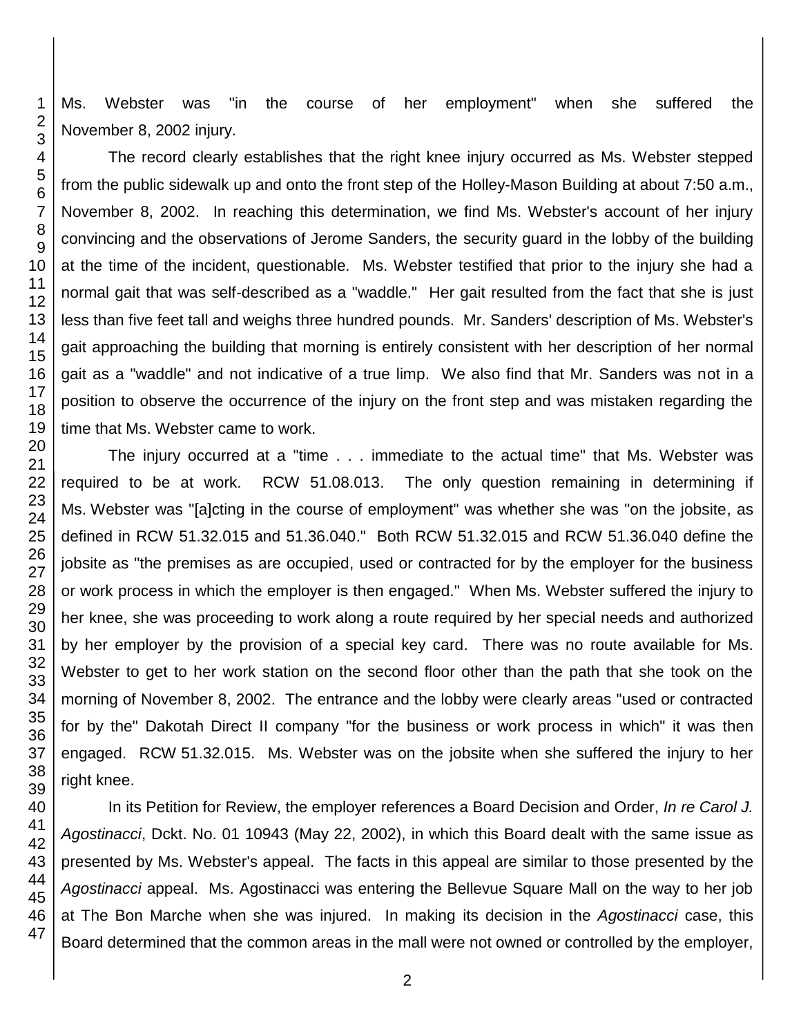Ms. Webster was "in the course of her employment" when she suffered the November 8, 2002 injury.

The record clearly establishes that the right knee injury occurred as Ms. Webster stepped from the public sidewalk up and onto the front step of the Holley-Mason Building at about 7:50 a.m., November 8, 2002. In reaching this determination, we find Ms. Webster's account of her injury convincing and the observations of Jerome Sanders, the security guard in the lobby of the building at the time of the incident, questionable. Ms. Webster testified that prior to the injury she had a normal gait that was self-described as a "waddle." Her gait resulted from the fact that she is just less than five feet tall and weighs three hundred pounds. Mr. Sanders' description of Ms. Webster's gait approaching the building that morning is entirely consistent with her description of her normal gait as a "waddle" and not indicative of a true limp. We also find that Mr. Sanders was not in a position to observe the occurrence of the injury on the front step and was mistaken regarding the time that Ms. Webster came to work.

The injury occurred at a "time . . . immediate to the actual time" that Ms. Webster was required to be at work. RCW 51.08.013. The only question remaining in determining if Ms. Webster was "[a]cting in the course of employment" was whether she was "on the jobsite, as defined in RCW 51.32.015 and 51.36.040." Both RCW 51.32.015 and RCW 51.36.040 define the jobsite as "the premises as are occupied, used or contracted for by the employer for the business or work process in which the employer is then engaged." When Ms. Webster suffered the injury to her knee, she was proceeding to work along a route required by her special needs and authorized by her employer by the provision of a special key card. There was no route available for Ms. Webster to get to her work station on the second floor other than the path that she took on the morning of November 8, 2002. The entrance and the lobby were clearly areas "used or contracted for by the" Dakotah Direct II company "for the business or work process in which" it was then engaged. RCW 51.32.015. Ms. Webster was on the jobsite when she suffered the injury to her right knee.

In its Petition for Review, the employer references a Board Decision and Order, *In re Carol J. Agostinacci*, Dckt. No. 01 10943 (May 22, 2002), in which this Board dealt with the same issue as presented by Ms. Webster's appeal. The facts in this appeal are similar to those presented by the *Agostinacci* appeal. Ms. Agostinacci was entering the Bellevue Square Mall on the way to her job at The Bon Marche when she was injured. In making its decision in the *Agostinacci* case, this Board determined that the common areas in the mall were not owned or controlled by the employer,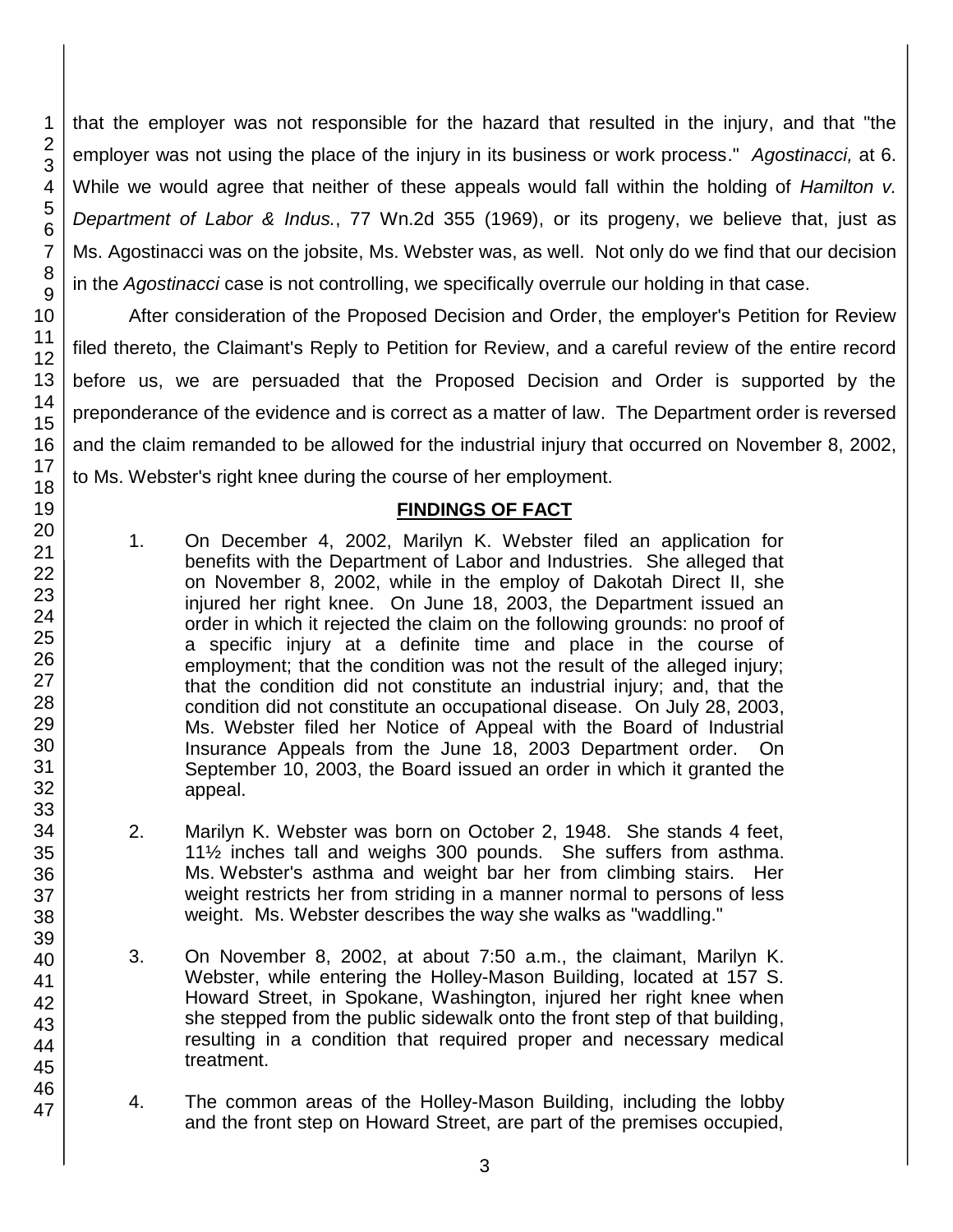that the employer was not responsible for the hazard that resulted in the injury, and that "the employer was not using the place of the injury in its business or work process." *Agostinacci,* at 6. While we would agree that neither of these appeals would fall within the holding of *Hamilton v. Department of Labor & Indus.*, 77 Wn.2d 355 (1969), or its progeny, we believe that, just as Ms. Agostinacci was on the jobsite, Ms. Webster was, as well. Not only do we find that our decision in the *Agostinacci* case is not controlling, we specifically overrule our holding in that case.

After consideration of the Proposed Decision and Order, the employer's Petition for Review filed thereto, the Claimant's Reply to Petition for Review, and a careful review of the entire record before us, we are persuaded that the Proposed Decision and Order is supported by the preponderance of the evidence and is correct as a matter of law. The Department order is reversed and the claim remanded to be allowed for the industrial injury that occurred on November 8, 2002, to Ms. Webster's right knee during the course of her employment.

## FINDINGS OF FACT

1. On December 4, 2002, Marilyn K. Webster filed an application for benefits with the Department of Labor and Industries. She alleged that on November 8, 2002, while in the employ of Dakotah Direct II, she injured her right knee. On June 18, 2003, the Department issued an order in which it rejected the claim on the following grounds: no proof of a specific injury at a definite time and place in the course of employment; that the condition was not the result of the alleged injury; that the condition did not constitute an industrial injury; and, that the condition did not constitute an occupational disease. On July 28, 2003, Ms. Webster filed her Notice of Appeal with the Board of Industrial Insurance Appeals from the June 18, 2003 Department order. On September 10, 2003, the Board issued an order in which it granted the appeal.

2. Marilyn K. Webster was born on October 2, 1948. She stands 4 feet, 11½ inches tall and weighs 300 pounds. She suffers from asthma. Ms. Webster's asthma and weight bar her from climbing stairs. Her weight restricts her from striding in a manner normal to persons of less weight. Ms. Webster describes the way she walks as "waddling."

3. On November 8, 2002, at about 7:50 a.m., the claimant, Marilyn K. Webster, while entering the Holley-Mason Building, located at 157 S. Howard Street, in Spokane, Washington, injured her right knee when she stepped from the public sidewalk onto the front step of that building, resulting in a condition that required proper and necessary medical treatment.

4. The common areas of the Holley-Mason Building, including the lobby and the front step on Howard Street, are part of the premises occupied,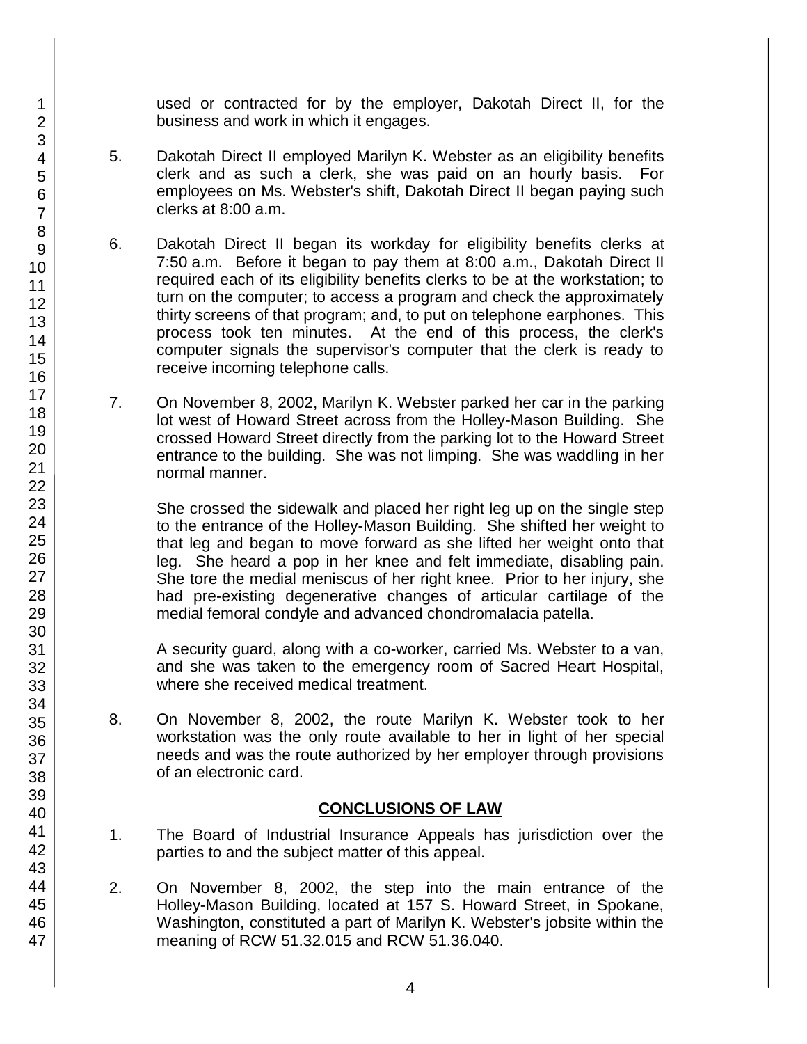used or contracted for by the employer, Dakotah Direct II, for the business and work in which it engages.

5. Dakotah Direct II employed Marilyn K. Webster as an eligibility benefits clerk and as such a clerk, she was paid on an hourly basis. For employees on Ms. Webster's shift, Dakotah Direct II began paying such clerks at 8:00 a.m.

6. Dakotah Direct II began its workday for eligibility benefits clerks at 7:50 a.m. Before it began to pay them at 8:00 a.m., Dakotah Direct II required each of its eligibility benefits clerks to be at the workstation; to turn on the computer; to access a program and check the approximately thirty screens of that program; and, to put on telephone earphones. This process took ten minutes. At the end of this process, the clerk's computer signals the supervisor's computer that the clerk is ready to receive incoming telephone calls.

7. On November 8, 2002, Marilyn K. Webster parked her car in the parking lot west of Howard Street across from the Holley-Mason Building. She crossed Howard Street directly from the parking lot to the Howard Street entrance to the building. She was not limping. She was waddling in her normal manner.

   She crossed the sidewalk and placed her right leg up on the single step to the entrance of the Holley-Mason Building. She shifted her weight to that leg and began to move forward as she lifted her weight onto that leg. She heard a pop in her knee and felt immediate, disabling pain. She tore the medial meniscus of her right knee. Prior to her injury, she had pre-existing degenerative changes of articular cartilage of the medial femoral condyle and advanced chondromalacia patella.

   A security guard, along with a co-worker, carried Ms. Webster to a van, and she was taken to the emergency room of Sacred Heart Hospital, where she received medical treatment.

8. On November 8, 2002, the route Marilyn K. Webster took to her workstation was the only route available to her in light of her special needs and was the route authorized by her employer through provisions of an electronic card.

## CONCLUSIONS OF LAW

1. The Board of Industrial Insurance Appeals has jurisdiction over the parties to and the subject matter of this appeal.

2. On November 8, 2002, the step into the main entrance of the Holley-Mason Building, located at 157 S. Howard Street, in Spokane, Washington, constituted a part of Marilyn K. Webster's jobsite within the meaning of RCW 51.32.015 and RCW 51.36.040.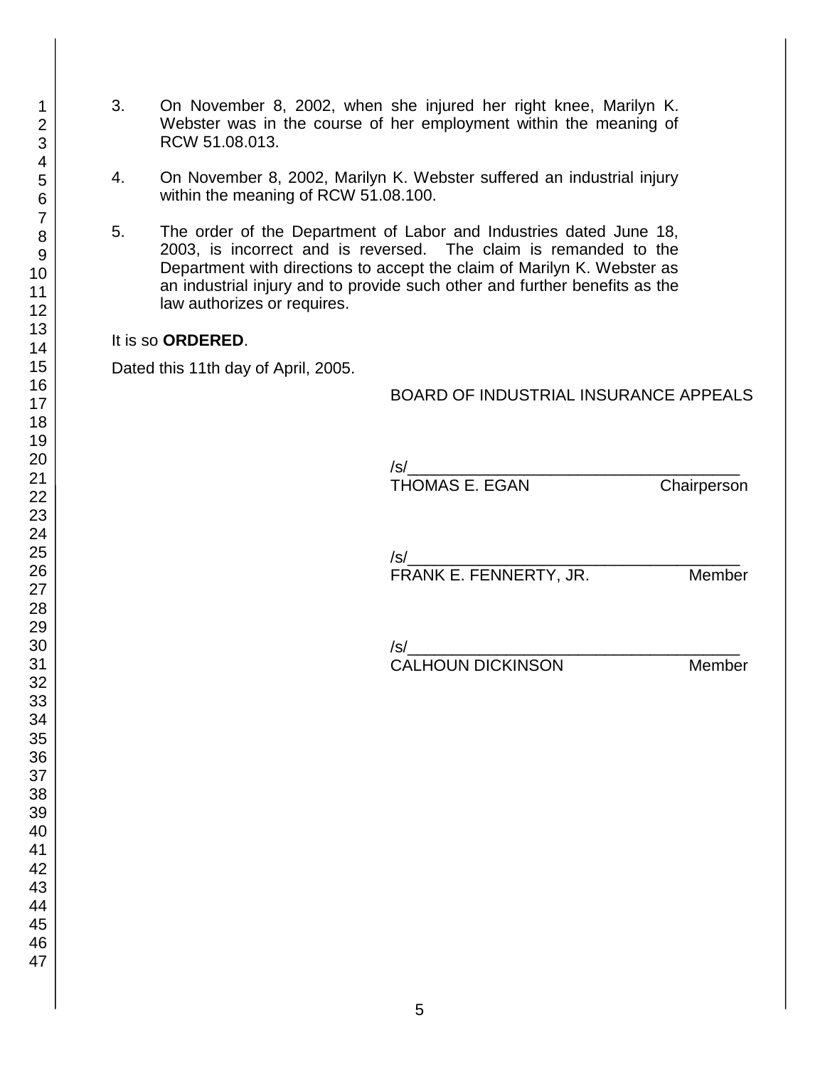3. On November 8, 2002, when she injured her right knee, Marilyn K. Webster was in the course of her employment within the meaning of RCW 51.08.013.

4. On November 8, 2002, Marilyn K. Webster suffered an industrial injury within the meaning of RCW 51.08.100.

5. The order of the Department of Labor and Industries dated June 18, 2003, is incorrect and is reversed. The claim is remanded to the Department with directions to accept the claim of Marilyn K. Webster as an industrial injury and to provide such other and further benefits as the law authorizes or requires.

It is so **ORDERED**.

Dated this 11th day of April, 2005.

BOARD OF INDUSTRIAL INSURANCE APPEALS

/s/_____________________________________
THOMAS E. EGAN Chairperson

/s/_____________________________________
FRANK E. FENNERTY, JR. Member

/s/_____________________________________
CALHOUN DICKINSON Member